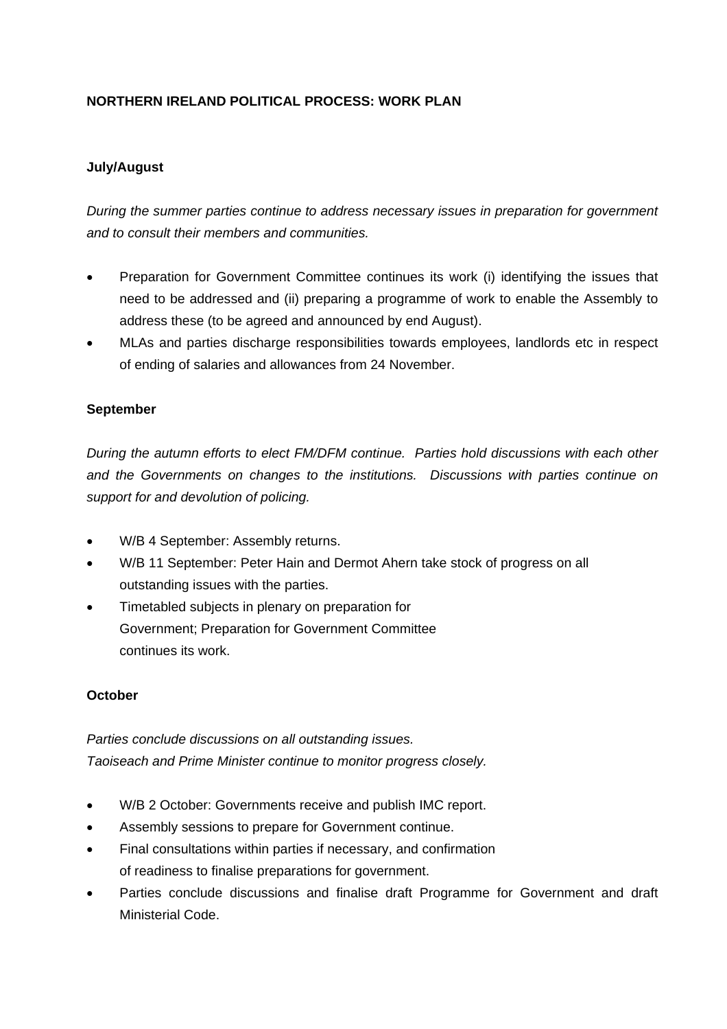**NORTHERN IRELAND POLITICAL PROCESS: WORK PLAN**

**July/August**

*During the summer parties continue to address necessary issues in preparation for government and to consult their members and communities.*

- Preparation for Government Committee continues its work (i) identifying the issues that need to be addressed and (ii) preparing a programme of work to enable the Assembly to address these (to be agreed and announced by end August).
- MLAs and parties discharge responsibilities towards employees, landlords etc in respect of ending of salaries and allowances from 24 November.

**September**

*During the autumn efforts to elect FM/DFM continue. Parties hold discussions with each other and the Governments on changes to the institutions. Discussions with parties continue on support for and devolution of policing.*

- W/B 4 September: Assembly returns.
- W/B 11 September: Peter Hain and Dermot Ahern take stock of progress on all outstanding issues with the parties.
- Timetabled subjects in plenary on preparation for Government; Preparation for Government Committee continues its work.

**October**

*Parties conclude discussions on all outstanding issues.*
*Taoiseach and Prime Minister continue to monitor progress closely.*

- W/B 2 October: Governments receive and publish IMC report.
- Assembly sessions to prepare for Government continue.
- Final consultations within parties if necessary, and confirmation of readiness to finalise preparations for government.
- Parties conclude discussions and finalise draft Programme for Government and draft Ministerial Code.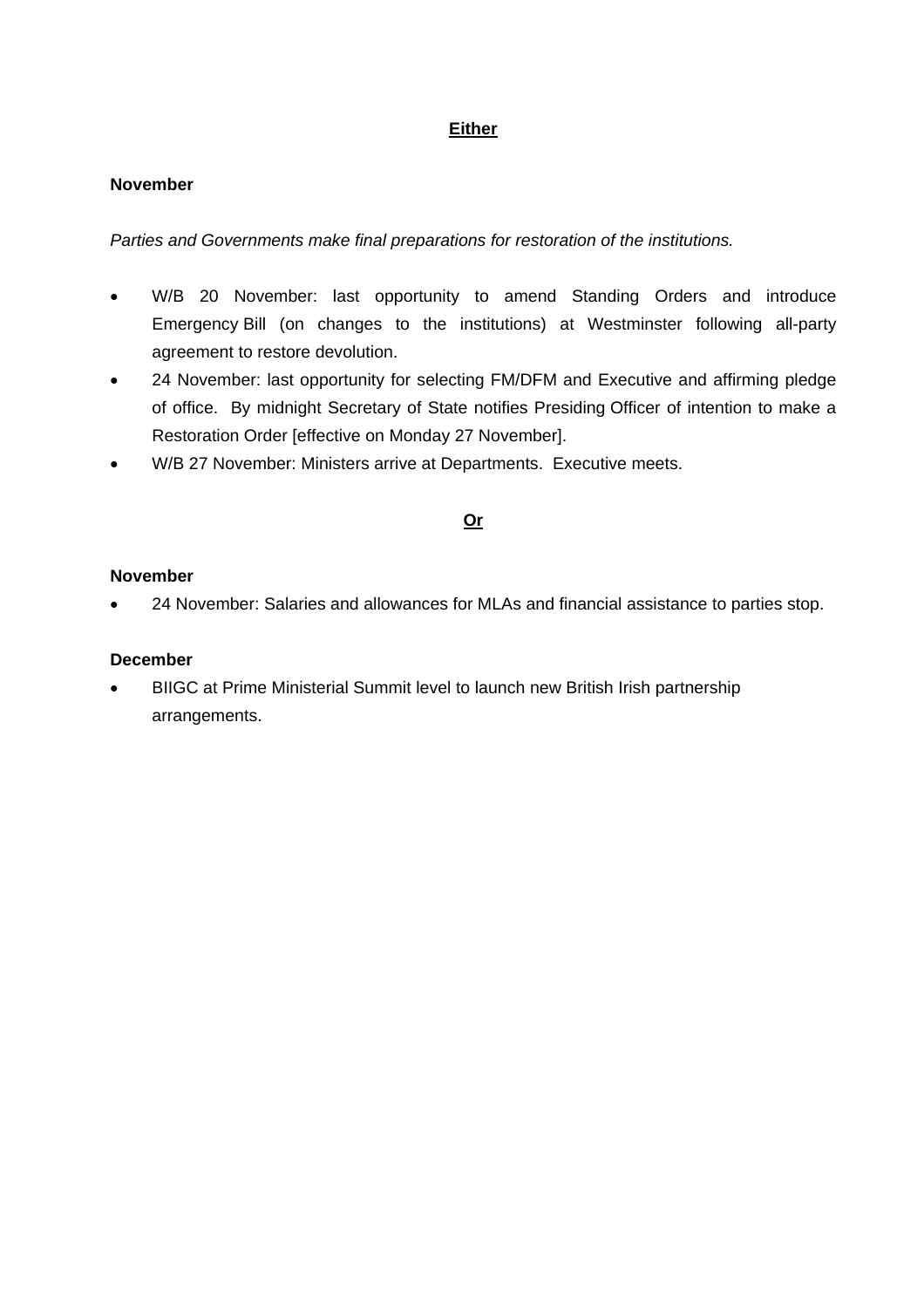**<u>Either</u>**

**November**

*Parties and Governments make final preparations for restoration of the institutions.*

- W/B 20 November: last opportunity to amend Standing Orders and introduce Emergency Bill (on changes to the institutions) at Westminster following all-party agreement to restore devolution.
- 24 November: last opportunity for selecting FM/DFM and Executive and affirming pledge of office. By midnight Secretary of State notifies Presiding Officer of intention to make a Restoration Order [effective on Monday 27 November].
- W/B 27 November: Ministers arrive at Departments. Executive meets.

**<u>Or</u>**

**November**

- 24 November: Salaries and allowances for MLAs and financial assistance to parties stop.

**December**

- BIIGC at Prime Ministerial Summit level to launch new British Irish partnership arrangements.